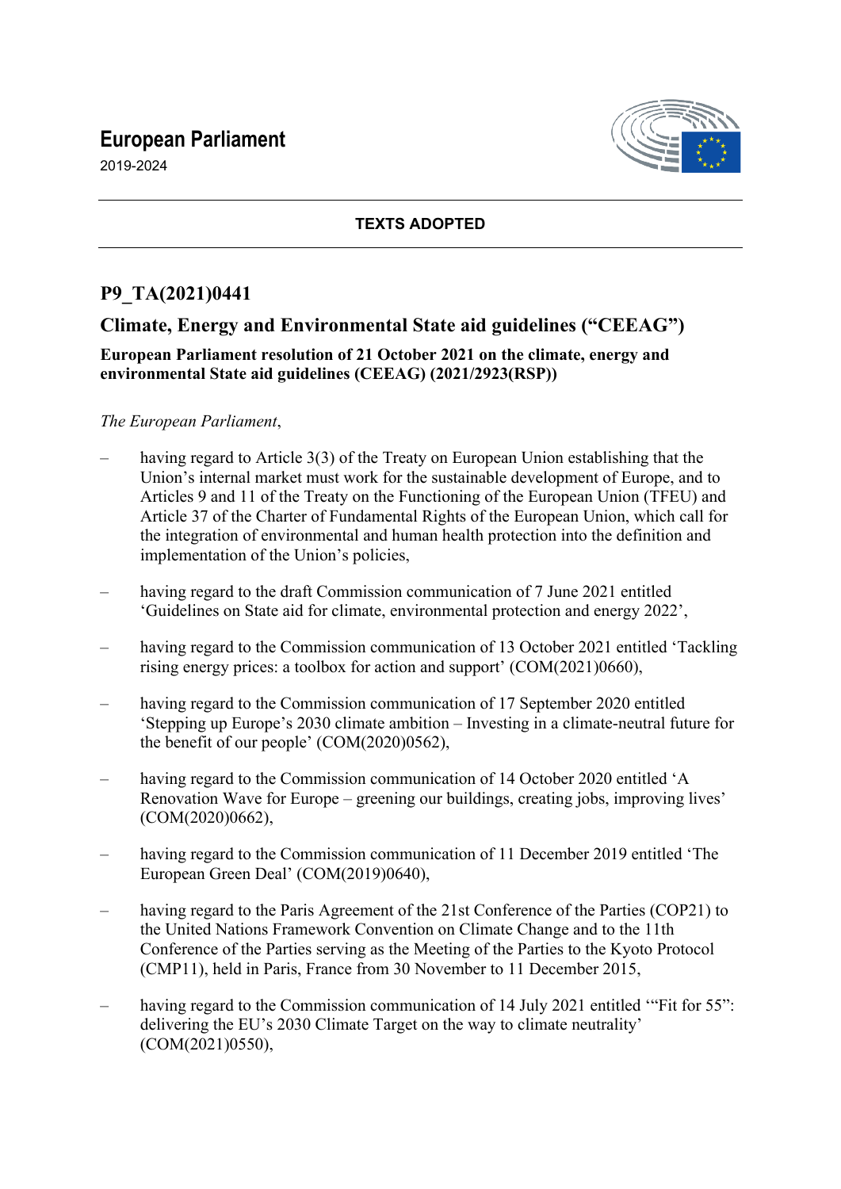# European Parliament

2019-2024

**TEXTS ADOPTED**

## P9_TA(2021)0441

## Climate, Energy and Environmental State aid guidelines ("CEEAG")

**European Parliament resolution of 21 October 2021 on the climate, energy and environmental State aid guidelines (CEEAG) (2021/2923(RSP))**

*The European Parliament*,

– having regard to Article 3(3) of the Treaty on European Union establishing that the Union's internal market must work for the sustainable development of Europe, and to Articles 9 and 11 of the Treaty on the Functioning of the European Union (TFEU) and Article 37 of the Charter of Fundamental Rights of the European Union, which call for the integration of environmental and human health protection into the definition and implementation of the Union's policies,

– having regard to the draft Commission communication of 7 June 2021 entitled 'Guidelines on State aid for climate, environmental protection and energy 2022',

– having regard to the Commission communication of 13 October 2021 entitled 'Tackling rising energy prices: a toolbox for action and support' (COM(2021)0660),

– having regard to the Commission communication of 17 September 2020 entitled 'Stepping up Europe's 2030 climate ambition – Investing in a climate-neutral future for the benefit of our people' (COM(2020)0562),

– having regard to the Commission communication of 14 October 2020 entitled 'A Renovation Wave for Europe – greening our buildings, creating jobs, improving lives' (COM(2020)0662),

– having regard to the Commission communication of 11 December 2019 entitled 'The European Green Deal' (COM(2019)0640),

– having regard to the Paris Agreement of the 21st Conference of the Parties (COP21) to the United Nations Framework Convention on Climate Change and to the 11th Conference of the Parties serving as the Meeting of the Parties to the Kyoto Protocol (CMP11), held in Paris, France from 30 November to 11 December 2015,

– having regard to the Commission communication of 14 July 2021 entitled '"Fit for 55": delivering the EU's 2030 Climate Target on the way to climate neutrality' (COM(2021)0550),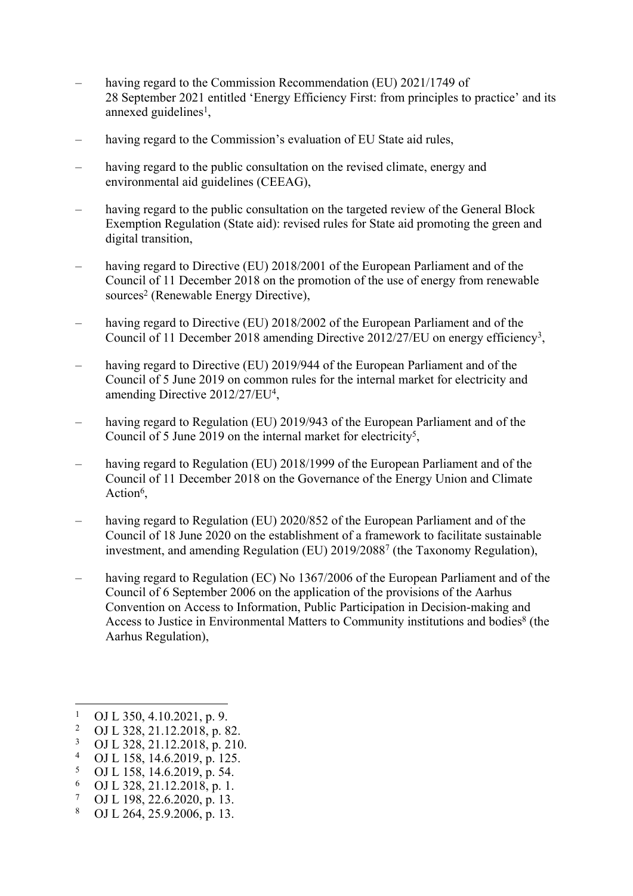– having regard to the Commission Recommendation (EU) 2021/1749 of 28 September 2021 entitled 'Energy Efficiency First: from principles to practice' and its annexed guidelines[1],

– having regard to the Commission's evaluation of EU State aid rules,

– having regard to the public consultation on the revised climate, energy and environmental aid guidelines (CEEAG),

– having regard to the public consultation on the targeted review of the General Block Exemption Regulation (State aid): revised rules for State aid promoting the green and digital transition,

– having regard to Directive (EU) 2018/2001 of the European Parliament and of the Council of 11 December 2018 on the promotion of the use of energy from renewable sources[2] (Renewable Energy Directive),

– having regard to Directive (EU) 2018/2002 of the European Parliament and of the Council of 11 December 2018 amending Directive 2012/27/EU on energy efficiency[3],

– having regard to Directive (EU) 2019/944 of the European Parliament and of the Council of 5 June 2019 on common rules for the internal market for electricity and amending Directive 2012/27/EU[4],

– having regard to Regulation (EU) 2019/943 of the European Parliament and of the Council of 5 June 2019 on the internal market for electricity[5],

– having regard to Regulation (EU) 2018/1999 of the European Parliament and of the Council of 11 December 2018 on the Governance of the Energy Union and Climate Action[6],

– having regard to Regulation (EU) 2020/852 of the European Parliament and of the Council of 18 June 2020 on the establishment of a framework to facilitate sustainable investment, and amending Regulation (EU) 2019/2088[7] (the Taxonomy Regulation),

– having regard to Regulation (EC) No 1367/2006 of the European Parliament and of the Council of 6 September 2006 on the application of the provisions of the Aarhus Convention on Access to Information, Public Participation in Decision-making and Access to Justice in Environmental Matters to Community institutions and bodies[8] (the Aarhus Regulation),

---

[1] OJ L 350, 4.10.2021, p. 9.
[2] OJ L 328, 21.12.2018, p. 82.
[3] OJ L 328, 21.12.2018, p. 210.
[4] OJ L 158, 14.6.2019, p. 125.
[5] OJ L 158, 14.6.2019, p. 54.
[6] OJ L 328, 21.12.2018, p. 1.
[7] OJ L 198, 22.6.2020, p. 13.
[8] OJ L 264, 25.9.2006, p. 13.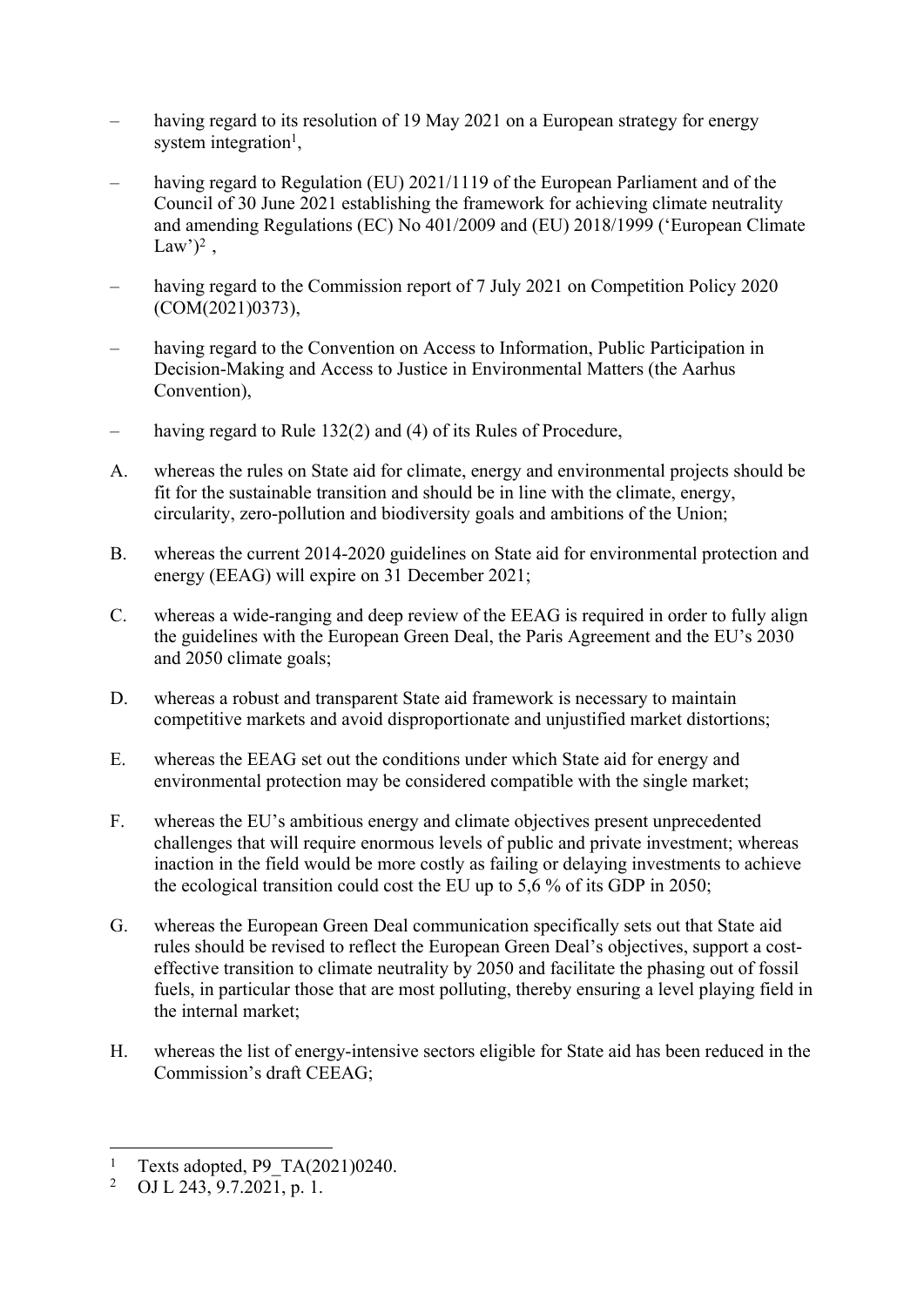– having regard to its resolution of 19 May 2021 on a European strategy for energy system integration[1],

– having regard to Regulation (EU) 2021/1119 of the European Parliament and of the Council of 30 June 2021 establishing the framework for achieving climate neutrality and amending Regulations (EC) No 401/2009 and (EU) 2018/1999 ('European Climate Law')[2] ,

– having regard to the Commission report of 7 July 2021 on Competition Policy 2020 (COM(2021)0373),

– having regard to the Convention on Access to Information, Public Participation in Decision-Making and Access to Justice in Environmental Matters (the Aarhus Convention),

– having regard to Rule 132(2) and (4) of its Rules of Procedure,

A. whereas the rules on State aid for climate, energy and environmental projects should be fit for the sustainable transition and should be in line with the climate, energy, circularity, zero-pollution and biodiversity goals and ambitions of the Union;

B. whereas the current 2014-2020 guidelines on State aid for environmental protection and energy (EEAG) will expire on 31 December 2021;

C. whereas a wide-ranging and deep review of the EEAG is required in order to fully align the guidelines with the European Green Deal, the Paris Agreement and the EU's 2030 and 2050 climate goals;

D. whereas a robust and transparent State aid framework is necessary to maintain competitive markets and avoid disproportionate and unjustified market distortions;

E. whereas the EEAG set out the conditions under which State aid for energy and environmental protection may be considered compatible with the single market;

F. whereas the EU's ambitious energy and climate objectives present unprecedented challenges that will require enormous levels of public and private investment; whereas inaction in the field would be more costly as failing or delaying investments to achieve the ecological transition could cost the EU up to 5,6 % of its GDP in 2050;

G. whereas the European Green Deal communication specifically sets out that State aid rules should be revised to reflect the European Green Deal's objectives, support a cost-effective transition to climate neutrality by 2050 and facilitate the phasing out of fossil fuels, in particular those that are most polluting, thereby ensuring a level playing field in the internal market;

H. whereas the list of energy-intensive sectors eligible for State aid has been reduced in the Commission's draft CEEAG;

---

[1] Texts adopted, P9_TA(2021)0240.

[2] OJ L 243, 9.7.2021, p. 1.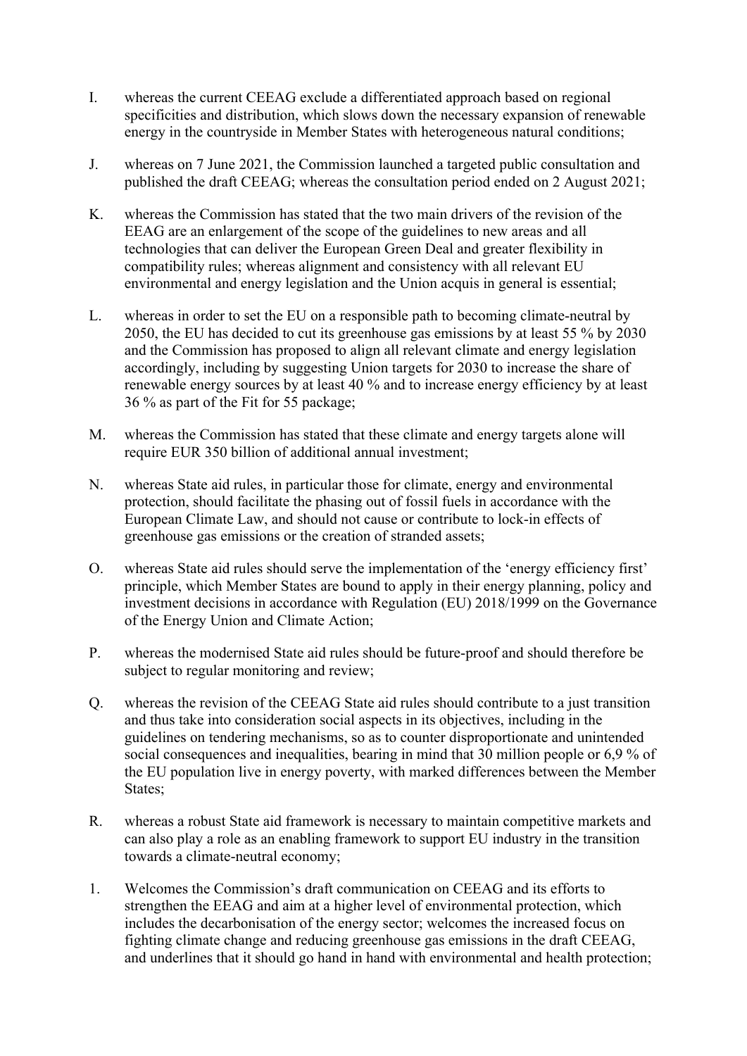I. whereas the current CEEAG exclude a differentiated approach based on regional specificities and distribution, which slows down the necessary expansion of renewable energy in the countryside in Member States with heterogeneous natural conditions;

J. whereas on 7 June 2021, the Commission launched a targeted public consultation and published the draft CEEAG; whereas the consultation period ended on 2 August 2021;

K. whereas the Commission has stated that the two main drivers of the revision of the EEAG are an enlargement of the scope of the guidelines to new areas and all technologies that can deliver the European Green Deal and greater flexibility in compatibility rules; whereas alignment and consistency with all relevant EU environmental and energy legislation and the Union acquis in general is essential;

L. whereas in order to set the EU on a responsible path to becoming climate-neutral by 2050, the EU has decided to cut its greenhouse gas emissions by at least 55 % by 2030 and the Commission has proposed to align all relevant climate and energy legislation accordingly, including by suggesting Union targets for 2030 to increase the share of renewable energy sources by at least 40 % and to increase energy efficiency by at least 36 % as part of the Fit for 55 package;

M. whereas the Commission has stated that these climate and energy targets alone will require EUR 350 billion of additional annual investment;

N. whereas State aid rules, in particular those for climate, energy and environmental protection, should facilitate the phasing out of fossil fuels in accordance with the European Climate Law, and should not cause or contribute to lock-in effects of greenhouse gas emissions or the creation of stranded assets;

O. whereas State aid rules should serve the implementation of the 'energy efficiency first' principle, which Member States are bound to apply in their energy planning, policy and investment decisions in accordance with Regulation (EU) 2018/1999 on the Governance of the Energy Union and Climate Action;

P. whereas the modernised State aid rules should be future-proof and should therefore be subject to regular monitoring and review;

Q. whereas the revision of the CEEAG State aid rules should contribute to a just transition and thus take into consideration social aspects in its objectives, including in the guidelines on tendering mechanisms, so as to counter disproportionate and unintended social consequences and inequalities, bearing in mind that 30 million people or 6,9 % of the EU population live in energy poverty, with marked differences between the Member States;

R. whereas a robust State aid framework is necessary to maintain competitive markets and can also play a role as an enabling framework to support EU industry in the transition towards a climate-neutral economy;

1. Welcomes the Commission's draft communication on CEEAG and its efforts to strengthen the EEAG and aim at a higher level of environmental protection, which includes the decarbonisation of the energy sector; welcomes the increased focus on fighting climate change and reducing greenhouse gas emissions in the draft CEEAG, and underlines that it should go hand in hand with environmental and health protection;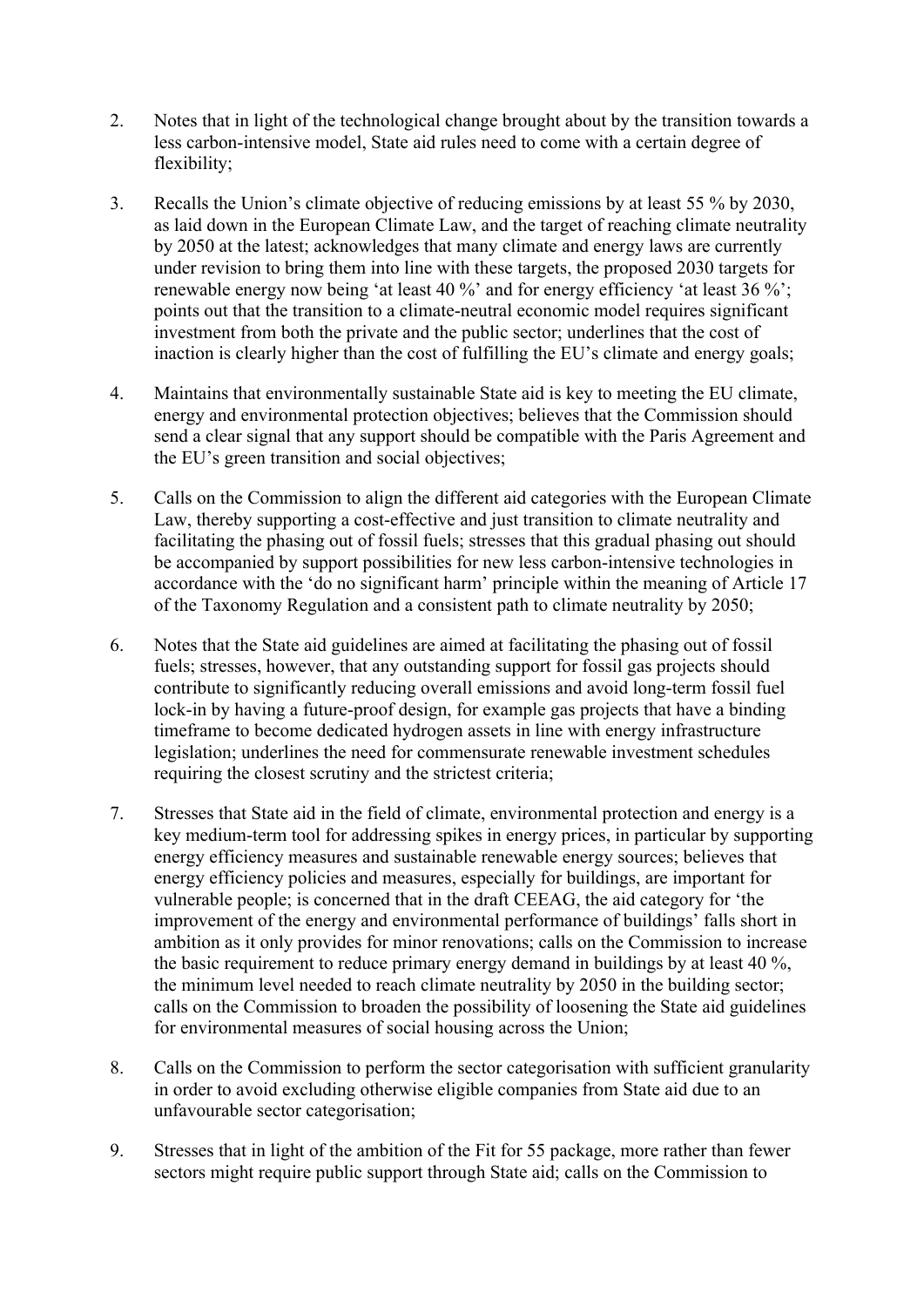2. Notes that in light of the technological change brought about by the transition towards a less carbon-intensive model, State aid rules need to come with a certain degree of flexibility;

3. Recalls the Union's climate objective of reducing emissions by at least 55 % by 2030, as laid down in the European Climate Law, and the target of reaching climate neutrality by 2050 at the latest; acknowledges that many climate and energy laws are currently under revision to bring them into line with these targets, the proposed 2030 targets for renewable energy now being 'at least 40 %' and for energy efficiency 'at least 36 %'; points out that the transition to a climate-neutral economic model requires significant investment from both the private and the public sector; underlines that the cost of inaction is clearly higher than the cost of fulfilling the EU's climate and energy goals;

4. Maintains that environmentally sustainable State aid is key to meeting the EU climate, energy and environmental protection objectives; believes that the Commission should send a clear signal that any support should be compatible with the Paris Agreement and the EU's green transition and social objectives;

5. Calls on the Commission to align the different aid categories with the European Climate Law, thereby supporting a cost-effective and just transition to climate neutrality and facilitating the phasing out of fossil fuels; stresses that this gradual phasing out should be accompanied by support possibilities for new less carbon-intensive technologies in accordance with the 'do no significant harm' principle within the meaning of Article 17 of the Taxonomy Regulation and a consistent path to climate neutrality by 2050;

6. Notes that the State aid guidelines are aimed at facilitating the phasing out of fossil fuels; stresses, however, that any outstanding support for fossil gas projects should contribute to significantly reducing overall emissions and avoid long-term fossil fuel lock-in by having a future-proof design, for example gas projects that have a binding timeframe to become dedicated hydrogen assets in line with energy infrastructure legislation; underlines the need for commensurate renewable investment schedules requiring the closest scrutiny and the strictest criteria;

7. Stresses that State aid in the field of climate, environmental protection and energy is a key medium-term tool for addressing spikes in energy prices, in particular by supporting energy efficiency measures and sustainable renewable energy sources; believes that energy efficiency policies and measures, especially for buildings, are important for vulnerable people; is concerned that in the draft CEEAG, the aid category for 'the improvement of the energy and environmental performance of buildings' falls short in ambition as it only provides for minor renovations; calls on the Commission to increase the basic requirement to reduce primary energy demand in buildings by at least 40 %, the minimum level needed to reach climate neutrality by 2050 in the building sector; calls on the Commission to broaden the possibility of loosening the State aid guidelines for environmental measures of social housing across the Union;

8. Calls on the Commission to perform the sector categorisation with sufficient granularity in order to avoid excluding otherwise eligible companies from State aid due to an unfavourable sector categorisation;

9. Stresses that in light of the ambition of the Fit for 55 package, more rather than fewer sectors might require public support through State aid; calls on the Commission to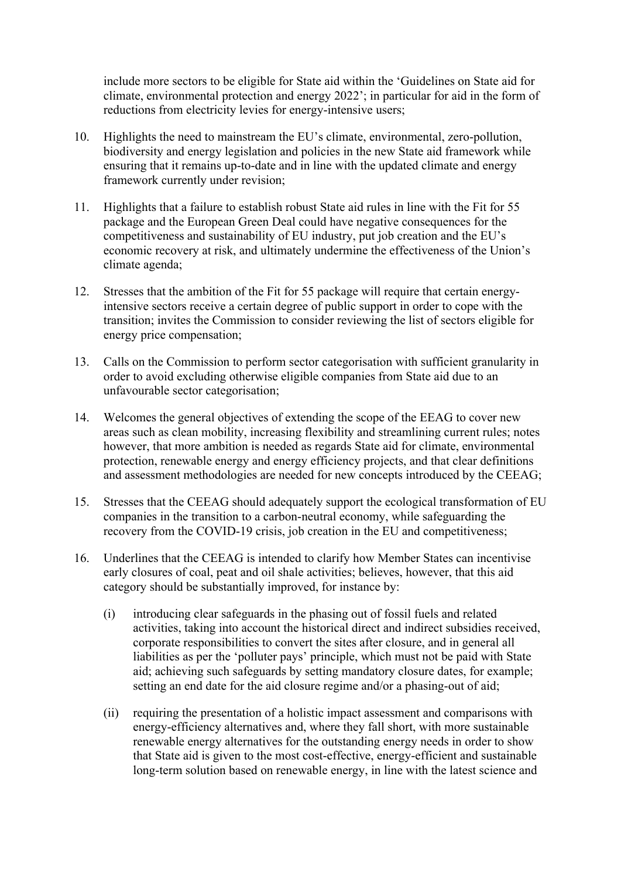include more sectors to be eligible for State aid within the 'Guidelines on State aid for climate, environmental protection and energy 2022'; in particular for aid in the form of reductions from electricity levies for energy-intensive users;

10. Highlights the need to mainstream the EU's climate, environmental, zero-pollution, biodiversity and energy legislation and policies in the new State aid framework while ensuring that it remains up-to-date and in line with the updated climate and energy framework currently under revision;

11. Highlights that a failure to establish robust State aid rules in line with the Fit for 55 package and the European Green Deal could have negative consequences for the competitiveness and sustainability of EU industry, put job creation and the EU's economic recovery at risk, and ultimately undermine the effectiveness of the Union's climate agenda;

12. Stresses that the ambition of the Fit for 55 package will require that certain energy-intensive sectors receive a certain degree of public support in order to cope with the transition; invites the Commission to consider reviewing the list of sectors eligible for energy price compensation;

13. Calls on the Commission to perform sector categorisation with sufficient granularity in order to avoid excluding otherwise eligible companies from State aid due to an unfavourable sector categorisation;

14. Welcomes the general objectives of extending the scope of the EEAG to cover new areas such as clean mobility, increasing flexibility and streamlining current rules; notes however, that more ambition is needed as regards State aid for climate, environmental protection, renewable energy and energy efficiency projects, and that clear definitions and assessment methodologies are needed for new concepts introduced by the CEEAG;

15. Stresses that the CEEAG should adequately support the ecological transformation of EU companies in the transition to a carbon-neutral economy, while safeguarding the recovery from the COVID-19 crisis, job creation in the EU and competitiveness;

16. Underlines that the CEEAG is intended to clarify how Member States can incentivise early closures of coal, peat and oil shale activities; believes, however, that this aid category should be substantially improved, for instance by:

    (i) introducing clear safeguards in the phasing out of fossil fuels and related activities, taking into account the historical direct and indirect subsidies received, corporate responsibilities to convert the sites after closure, and in general all liabilities as per the 'polluter pays' principle, which must not be paid with State aid; achieving such safeguards by setting mandatory closure dates, for example; setting an end date for the aid closure regime and/or a phasing-out of aid;

    (ii) requiring the presentation of a holistic impact assessment and comparisons with energy-efficiency alternatives and, where they fall short, with more sustainable renewable energy alternatives for the outstanding energy needs in order to show that State aid is given to the most cost-effective, energy-efficient and sustainable long-term solution based on renewable energy, in line with the latest science and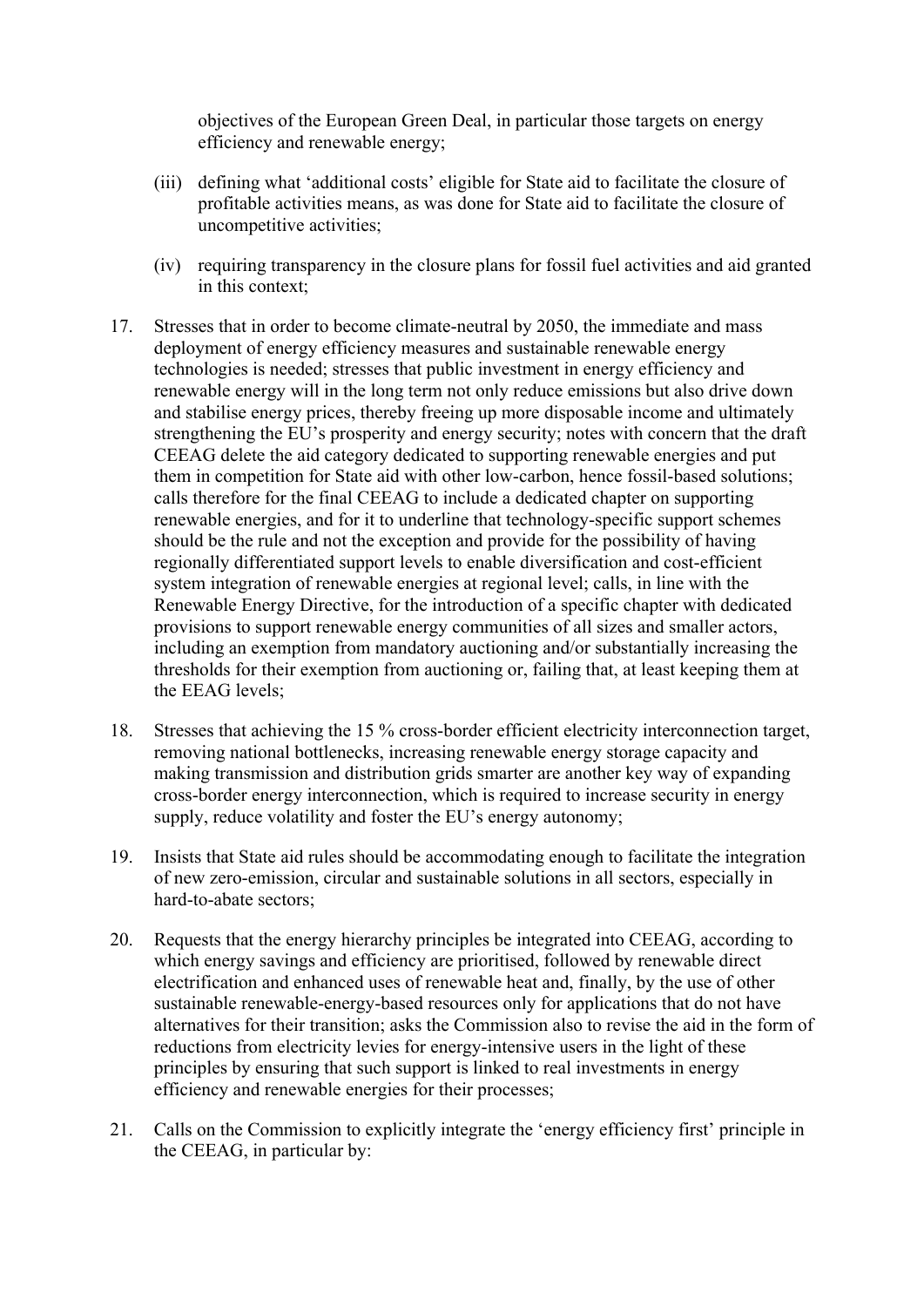objectives of the European Green Deal, in particular those targets on energy efficiency and renewable energy;

(iii) defining what 'additional costs' eligible for State aid to facilitate the closure of profitable activities means, as was done for State aid to facilitate the closure of uncompetitive activities;

(iv) requiring transparency in the closure plans for fossil fuel activities and aid granted in this context;

17. Stresses that in order to become climate-neutral by 2050, the immediate and mass deployment of energy efficiency measures and sustainable renewable energy technologies is needed; stresses that public investment in energy efficiency and renewable energy will in the long term not only reduce emissions but also drive down and stabilise energy prices, thereby freeing up more disposable income and ultimately strengthening the EU's prosperity and energy security; notes with concern that the draft CEEAG delete the aid category dedicated to supporting renewable energies and put them in competition for State aid with other low-carbon, hence fossil-based solutions; calls therefore for the final CEEAG to include a dedicated chapter on supporting renewable energies, and for it to underline that technology-specific support schemes should be the rule and not the exception and provide for the possibility of having regionally differentiated support levels to enable diversification and cost-efficient system integration of renewable energies at regional level; calls, in line with the Renewable Energy Directive, for the introduction of a specific chapter with dedicated provisions to support renewable energy communities of all sizes and smaller actors, including an exemption from mandatory auctioning and/or substantially increasing the thresholds for their exemption from auctioning or, failing that, at least keeping them at the EEAG levels;

18. Stresses that achieving the 15 % cross-border efficient electricity interconnection target, removing national bottlenecks, increasing renewable energy storage capacity and making transmission and distribution grids smarter are another key way of expanding cross-border energy interconnection, which is required to increase security in energy supply, reduce volatility and foster the EU's energy autonomy;

19. Insists that State aid rules should be accommodating enough to facilitate the integration of new zero-emission, circular and sustainable solutions in all sectors, especially in hard-to-abate sectors;

20. Requests that the energy hierarchy principles be integrated into CEEAG, according to which energy savings and efficiency are prioritised, followed by renewable direct electrification and enhanced uses of renewable heat and, finally, by the use of other sustainable renewable-energy-based resources only for applications that do not have alternatives for their transition; asks the Commission also to revise the aid in the form of reductions from electricity levies for energy-intensive users in the light of these principles by ensuring that such support is linked to real investments in energy efficiency and renewable energies for their processes;

21. Calls on the Commission to explicitly integrate the 'energy efficiency first' principle in the CEEAG, in particular by: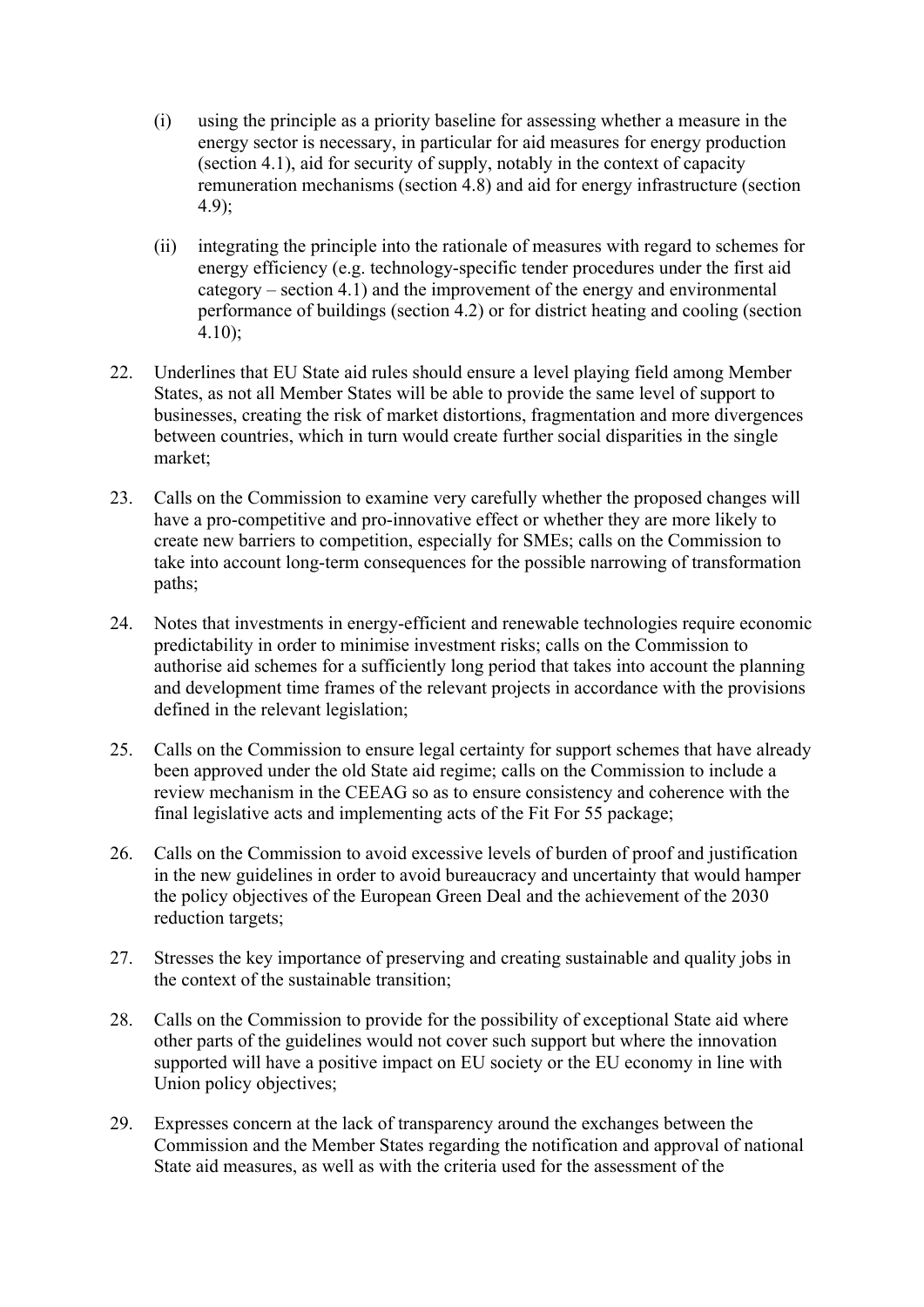(i) using the principle as a priority baseline for assessing whether a measure in the energy sector is necessary, in particular for aid measures for energy production (section 4.1), aid for security of supply, notably in the context of capacity remuneration mechanisms (section 4.8) and aid for energy infrastructure (section 4.9);

(ii) integrating the principle into the rationale of measures with regard to schemes for energy efficiency (e.g. technology-specific tender procedures under the first aid category – section 4.1) and the improvement of the energy and environmental performance of buildings (section 4.2) or for district heating and cooling (section 4.10);

22. Underlines that EU State aid rules should ensure a level playing field among Member States, as not all Member States will be able to provide the same level of support to businesses, creating the risk of market distortions, fragmentation and more divergences between countries, which in turn would create further social disparities in the single market;

23. Calls on the Commission to examine very carefully whether the proposed changes will have a pro-competitive and pro-innovative effect or whether they are more likely to create new barriers to competition, especially for SMEs; calls on the Commission to take into account long-term consequences for the possible narrowing of transformation paths;

24. Notes that investments in energy-efficient and renewable technologies require economic predictability in order to minimise investment risks; calls on the Commission to authorise aid schemes for a sufficiently long period that takes into account the planning and development time frames of the relevant projects in accordance with the provisions defined in the relevant legislation;

25. Calls on the Commission to ensure legal certainty for support schemes that have already been approved under the old State aid regime; calls on the Commission to include a review mechanism in the CEEAG so as to ensure consistency and coherence with the final legislative acts and implementing acts of the Fit For 55 package;

26. Calls on the Commission to avoid excessive levels of burden of proof and justification in the new guidelines in order to avoid bureaucracy and uncertainty that would hamper the policy objectives of the European Green Deal and the achievement of the 2030 reduction targets;

27. Stresses the key importance of preserving and creating sustainable and quality jobs in the context of the sustainable transition;

28. Calls on the Commission to provide for the possibility of exceptional State aid where other parts of the guidelines would not cover such support but where the innovation supported will have a positive impact on EU society or the EU economy in line with Union policy objectives;

29. Expresses concern at the lack of transparency around the exchanges between the Commission and the Member States regarding the notification and approval of national State aid measures, as well as with the criteria used for the assessment of the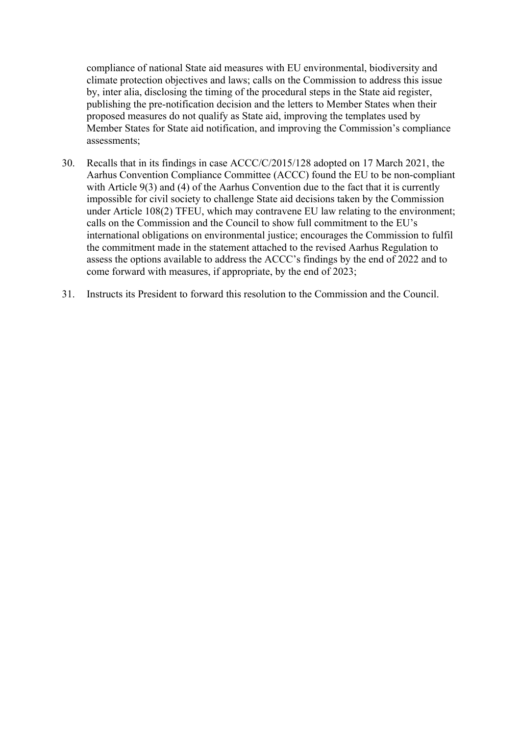compliance of national State aid measures with EU environmental, biodiversity and climate protection objectives and laws; calls on the Commission to address this issue by, inter alia, disclosing the timing of the procedural steps in the State aid register, publishing the pre-notification decision and the letters to Member States when their proposed measures do not qualify as State aid, improving the templates used by Member States for State aid notification, and improving the Commission's compliance assessments;

30. Recalls that in its findings in case ACCC/C/2015/128 adopted on 17 March 2021, the Aarhus Convention Compliance Committee (ACCC) found the EU to be non-compliant with Article 9(3) and (4) of the Aarhus Convention due to the fact that it is currently impossible for civil society to challenge State aid decisions taken by the Commission under Article 108(2) TFEU, which may contravene EU law relating to the environment; calls on the Commission and the Council to show full commitment to the EU's international obligations on environmental justice; encourages the Commission to fulfil the commitment made in the statement attached to the revised Aarhus Regulation to assess the options available to address the ACCC's findings by the end of 2022 and to come forward with measures, if appropriate, by the end of 2023;

31. Instructs its President to forward this resolution to the Commission and the Council.